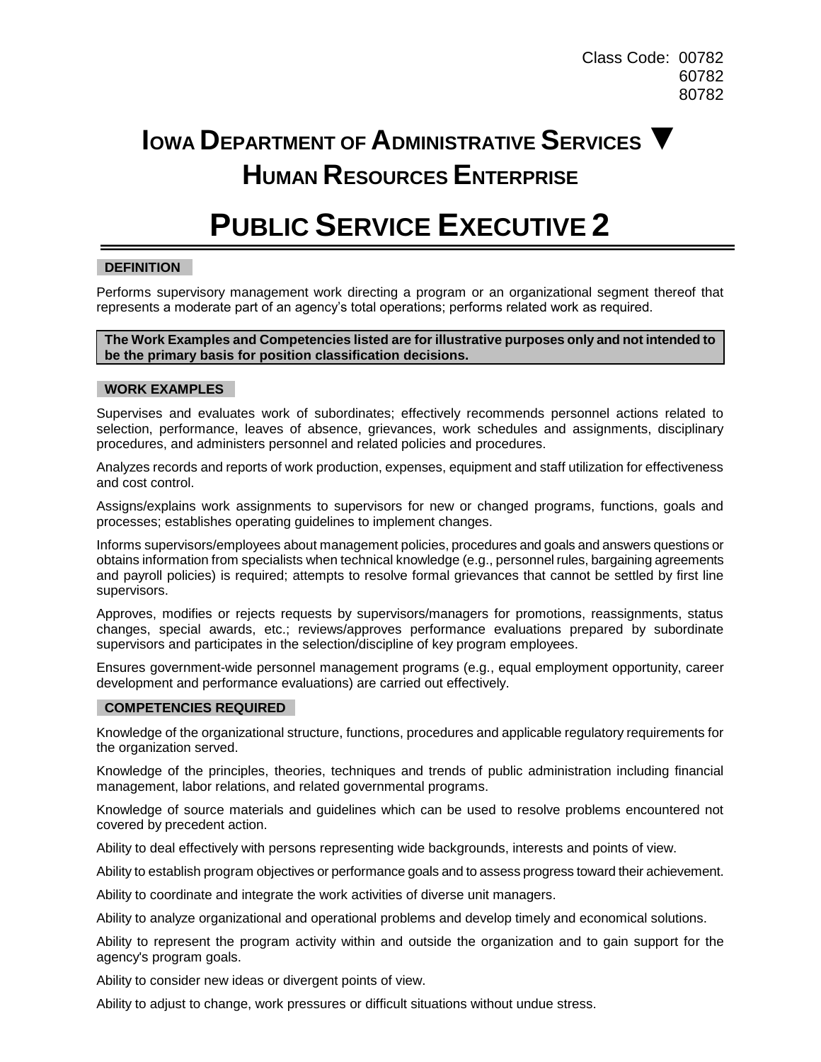Class Code: 00782
60782
80782

# IOWA DEPARTMENT OF ADMINISTRATIVE SERVICES ▼ HUMAN RESOURCES ENTERPRISE

# PUBLIC SERVICE EXECUTIVE 2

## DEFINITION

Performs supervisory management work directing a program or an organizational segment thereof that represents a moderate part of an agency's total operations; performs related work as required.

**The Work Examples and Competencies listed are for illustrative purposes only and not intended to be the primary basis for position classification decisions.**

## WORK EXAMPLES

Supervises and evaluates work of subordinates; effectively recommends personnel actions related to selection, performance, leaves of absence, grievances, work schedules and assignments, disciplinary procedures, and administers personnel and related policies and procedures.

Analyzes records and reports of work production, expenses, equipment and staff utilization for effectiveness and cost control.

Assigns/explains work assignments to supervisors for new or changed programs, functions, goals and processes; establishes operating guidelines to implement changes.

Informs supervisors/employees about management policies, procedures and goals and answers questions or obtains information from specialists when technical knowledge (e.g., personnel rules, bargaining agreements and payroll policies) is required; attempts to resolve formal grievances that cannot be settled by first line supervisors.

Approves, modifies or rejects requests by supervisors/managers for promotions, reassignments, status changes, special awards, etc.; reviews/approves performance evaluations prepared by subordinate supervisors and participates in the selection/discipline of key program employees.

Ensures government-wide personnel management programs (e.g., equal employment opportunity, career development and performance evaluations) are carried out effectively.

## COMPETENCIES REQUIRED

Knowledge of the organizational structure, functions, procedures and applicable regulatory requirements for the organization served.

Knowledge of the principles, theories, techniques and trends of public administration including financial management, labor relations, and related governmental programs.

Knowledge of source materials and guidelines which can be used to resolve problems encountered not covered by precedent action.

Ability to deal effectively with persons representing wide backgrounds, interests and points of view.

Ability to establish program objectives or performance goals and to assess progress toward their achievement.

Ability to coordinate and integrate the work activities of diverse unit managers.

Ability to analyze organizational and operational problems and develop timely and economical solutions.

Ability to represent the program activity within and outside the organization and to gain support for the agency's program goals.

Ability to consider new ideas or divergent points of view.

Ability to adjust to change, work pressures or difficult situations without undue stress.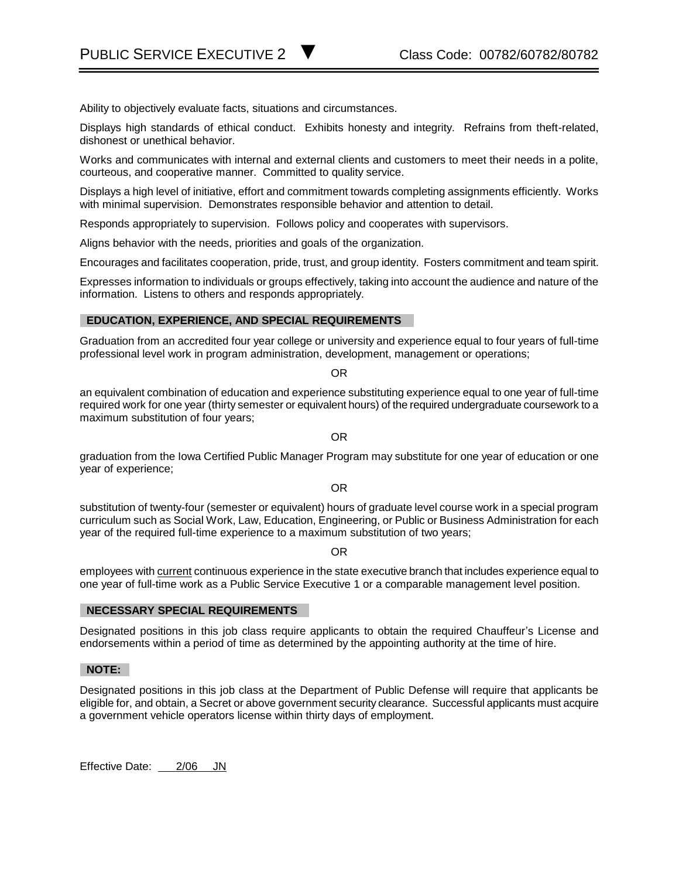Ability to objectively evaluate facts, situations and circumstances.

Displays high standards of ethical conduct. Exhibits honesty and integrity. Refrains from theft-related, dishonest or unethical behavior.

Works and communicates with internal and external clients and customers to meet their needs in a polite, courteous, and cooperative manner. Committed to quality service.

Displays a high level of initiative, effort and commitment towards completing assignments efficiently. Works with minimal supervision. Demonstrates responsible behavior and attention to detail.

Responds appropriately to supervision. Follows policy and cooperates with supervisors.

Aligns behavior with the needs, priorities and goals of the organization.

Encourages and facilitates cooperation, pride, trust, and group identity. Fosters commitment and team spirit.

Expresses information to individuals or groups effectively, taking into account the audience and nature of the information. Listens to others and responds appropriately.

## EDUCATION, EXPERIENCE, AND SPECIAL REQUIREMENTS

Graduation from an accredited four year college or university and experience equal to four years of full-time professional level work in program administration, development, management or operations;

OR

an equivalent combination of education and experience substituting experience equal to one year of full-time required work for one year (thirty semester or equivalent hours) of the required undergraduate coursework to a maximum substitution of four years;

OR

graduation from the Iowa Certified Public Manager Program may substitute for one year of education or one year of experience;

OR

substitution of twenty-four (semester or equivalent) hours of graduate level course work in a special program curriculum such as Social Work, Law, Education, Engineering, or Public or Business Administration for each year of the required full-time experience to a maximum substitution of two years;

OR

employees with current continuous experience in the state executive branch that includes experience equal to one year of full-time work as a Public Service Executive 1 or a comparable management level position.

## NECESSARY SPECIAL REQUIREMENTS

Designated positions in this job class require applicants to obtain the required Chauffeur's License and endorsements within a period of time as determined by the appointing authority at the time of hire.

## NOTE:

Designated positions in this job class at the Department of Public Defense will require that applicants be eligible for, and obtain, a Secret or above government security clearance. Successful applicants must acquire a government vehicle operators license within thirty days of employment.

Effective Date: 2/06 JN